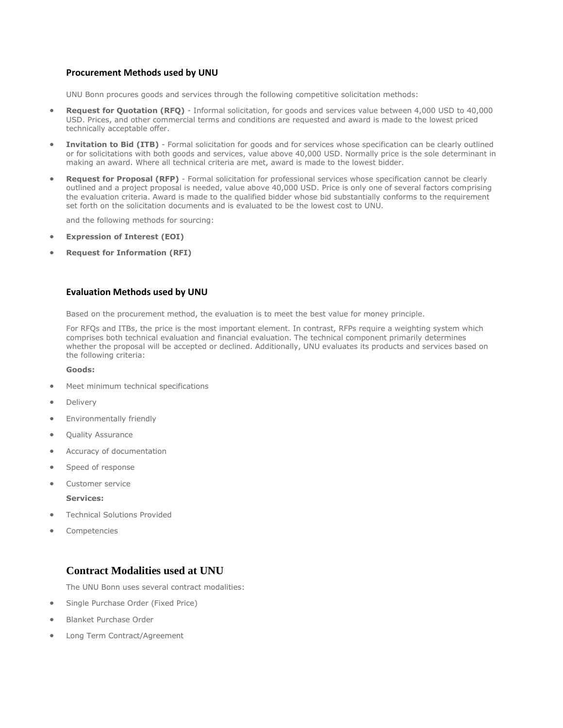## Procurement Methods used by UNU

UNU Bonn procures goods and services through the following competitive solicitation methods:

- **Request for Quotation (RFQ)** - Informal solicitation, for goods and services value between 4,000 USD to 40,000 USD. Prices, and other commercial terms and conditions are requested and award is made to the lowest priced technically acceptable offer.
- **Invitation to Bid (ITB)** - Formal solicitation for goods and for services whose specification can be clearly outlined or for solicitations with both goods and services, value above 40,000 USD. Normally price is the sole determinant in making an award. Where all technical criteria are met, award is made to the lowest bidder.
- **Request for Proposal (RFP)** - Formal solicitation for professional services whose specification cannot be clearly outlined and a project proposal is needed, value above 40,000 USD. Price is only one of several factors comprising the evaluation criteria. Award is made to the qualified bidder whose bid substantially conforms to the requirement set forth on the solicitation documents and is evaluated to be the lowest cost to UNU.

and the following methods for sourcing:

- **Expression of Interest (EOI)**
- **Request for Information (RFI)**

## Evaluation Methods used by UNU

Based on the procurement method, the evaluation is to meet the best value for money principle.

For RFQs and ITBs, the price is the most important element. In contrast, RFPs require a weighting system which comprises both technical evaluation and financial evaluation. The technical component primarily determines whether the proposal will be accepted or declined. Additionally, UNU evaluates its products and services based on the following criteria:

**Goods:**

- Meet minimum technical specifications
- Delivery
- Environmentally friendly
- Quality Assurance
- Accuracy of documentation
- Speed of response
- Customer service

**Services:**

- Technical Solutions Provided
- Competencies

## Contract Modalities used at UNU

The UNU Bonn uses several contract modalities:

- Single Purchase Order (Fixed Price)
- Blanket Purchase Order
- Long Term Contract/Agreement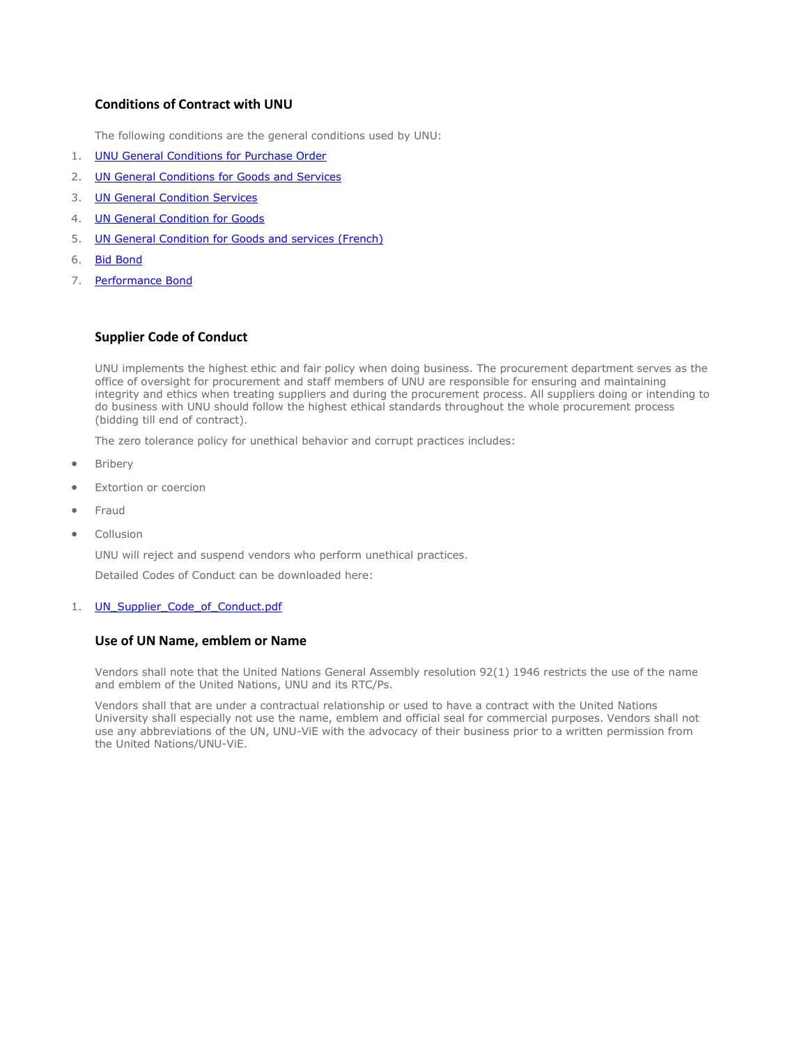## Conditions of Contract with UNU

The following conditions are the general conditions used by UNU:

1. UNU General Conditions for Purchase Order
2. UN General Conditions for Goods and Services
3. UN General Condition Services
4. UN General Condition for Goods
5. UN General Condition for Goods and services (French)
6. Bid Bond
7. Performance Bond

## Supplier Code of Conduct

UNU implements the highest ethic and fair policy when doing business. The procurement department serves as the office of oversight for procurement and staff members of UNU are responsible for ensuring and maintaining integrity and ethics when treating suppliers and during the procurement process. All suppliers doing or intending to do business with UNU should follow the highest ethical standards throughout the whole procurement process (bidding till end of contract).

The zero tolerance policy for unethical behavior and corrupt practices includes:

- Bribery
- Extortion or coercion
- Fraud
- Collusion

UNU will reject and suspend vendors who perform unethical practices.

Detailed Codes of Conduct can be downloaded here:

1. UN_Supplier_Code_of_Conduct.pdf

## Use of UN Name, emblem or Name

Vendors shall note that the United Nations General Assembly resolution 92(1) 1946 restricts the use of the name and emblem of the United Nations, UNU and its RTC/Ps.

Vendors shall that are under a contractual relationship or used to have a contract with the United Nations University shall especially not use the name, emblem and official seal for commercial purposes. Vendors shall not use any abbreviations of the UN, UNU-ViE with the advocacy of their business prior to a written permission from the United Nations/UNU-ViE.